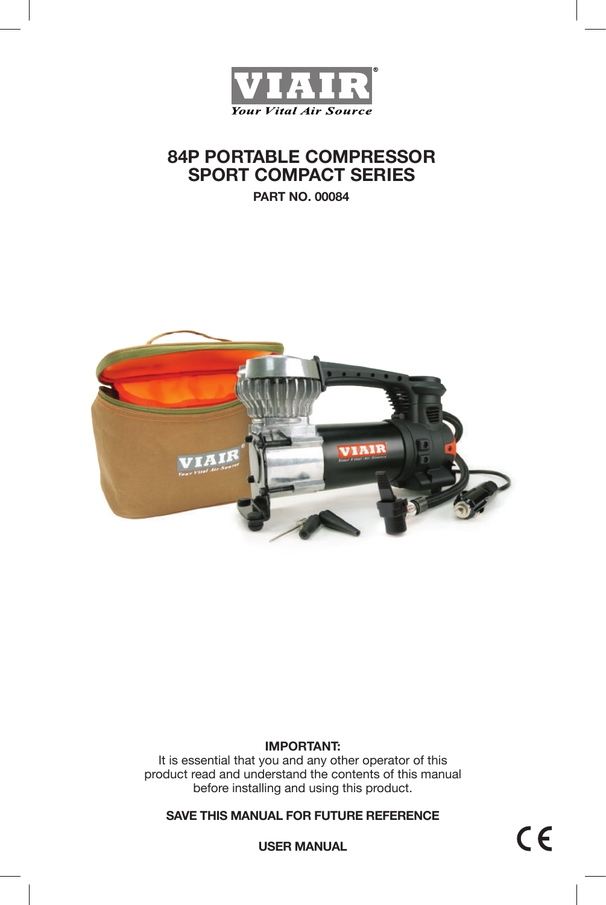VIAIR®

*Your Vital Air Source*

# 84P PORTABLE COMPRESSOR
# SPORT COMPACT SERIES

**PART NO. 00084**

**IMPORTANT:**
It is essential that you and any other operator of this product read and understand the contents of this manual before installing and using this product.

**SAVE THIS MANUAL FOR FUTURE REFERENCE**

**USER MANUAL**

CE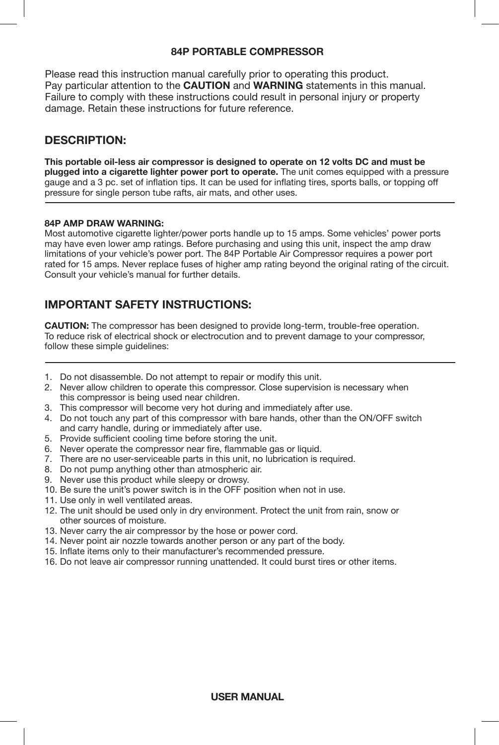# 84P PORTABLE COMPRESSOR

Please read this instruction manual carefully prior to operating this product. Pay particular attention to the **CAUTION** and **WARNING** statements in this manual. Failure to comply with these instructions could result in personal injury or property damage. Retain these instructions for future reference.

## DESCRIPTION:

**This portable oil-less air compressor is designed to operate on 12 volts DC and must be plugged into a cigarette lighter power port to operate.** The unit comes equipped with a pressure gauge and a 3 pc. set of inflation tips. It can be used for inflating tires, sports balls, or topping off pressure for single person tube rafts, air mats, and other uses.

---

**84P AMP DRAW WARNING:**
Most automotive cigarette lighter/power ports handle up to 15 amps. Some vehicles' power ports may have even lower amp ratings. Before purchasing and using this unit, inspect the amp draw limitations of your vehicle's power port. The 84P Portable Air Compressor requires a power port rated for 15 amps. Never replace fuses of higher amp rating beyond the original rating of the circuit. Consult your vehicle's manual for further details.

## IMPORTANT SAFETY INSTRUCTIONS:

**CAUTION:** The compressor has been designed to provide long-term, trouble-free operation. To reduce risk of electrical shock or electrocution and to prevent damage to your compressor, follow these simple guidelines:

---

1. Do not disassemble. Do not attempt to repair or modify this unit.
2. Never allow children to operate this compressor. Close supervision is necessary when this compressor is being used near children.
3. This compressor will become very hot during and immediately after use.
4. Do not touch any part of this compressor with bare hands, other than the ON/OFF switch and carry handle, during or immediately after use.
5. Provide sufficient cooling time before storing the unit.
6. Never operate the compressor near fire, flammable gas or liquid.
7. There are no user-serviceable parts in this unit, no lubrication is required.
8. Do not pump anything other than atmospheric air.
9. Never use this product while sleepy or drowsy.
10. Be sure the unit's power switch is in the OFF position when not in use.
11. Use only in well ventilated areas.
12. The unit should be used only in dry environment. Protect the unit from rain, snow or other sources of moisture.
13. Never carry the air compressor by the hose or power cord.
14. Never point air nozzle towards another person or any part of the body.
15. Inflate items only to their manufacturer's recommended pressure.
16. Do not leave air compressor running unattended. It could burst tires or other items.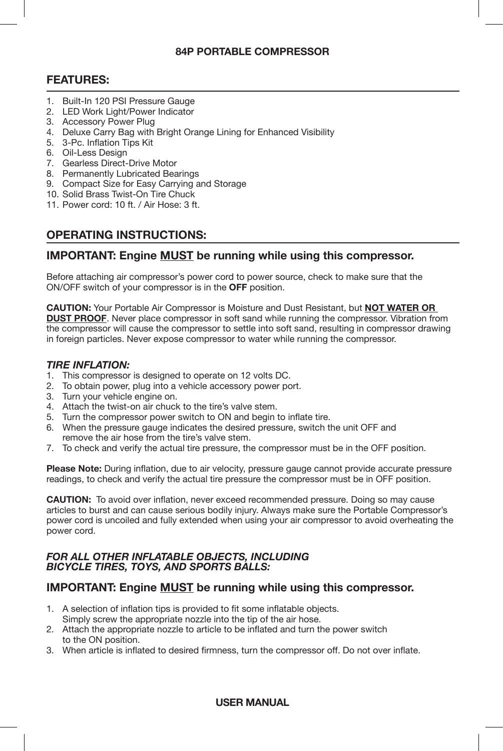# 84P PORTABLE COMPRESSOR

## FEATURES:

1. Built-In 120 PSI Pressure Gauge
2. LED Work Light/Power Indicator
3. Accessory Power Plug
4. Deluxe Carry Bag with Bright Orange Lining for Enhanced Visibility
5. 3-Pc. Inflation Tips Kit
6. Oil-Less Design
7. Gearless Direct-Drive Motor
8. Permanently Lubricated Bearings
9. Compact Size for Easy Carrying and Storage
10. Solid Brass Twist-On Tire Chuck
11. Power cord: 10 ft. / Air Hose: 3 ft.

## OPERATING INSTRUCTIONS:

## IMPORTANT: Engine MUST be running while using this compressor.

Before attaching air compressor's power cord to power source, check to make sure that the ON/OFF switch of your compressor is in the **OFF** position.

**CAUTION:** Your Portable Air Compressor is Moisture and Dust Resistant, but **NOT WATER OR DUST PROOF**. Never place compressor in soft sand while running the compressor. Vibration from the compressor will cause the compressor to settle into soft sand, resulting in compressor drawing in foreign particles. Never expose compressor to water while running the compressor.

### *TIRE INFLATION:*

1. This compressor is designed to operate on 12 volts DC.
2. To obtain power, plug into a vehicle accessory power port.
3. Turn your vehicle engine on.
4. Attach the twist-on air chuck to the tire's valve stem.
5. Turn the compressor power switch to ON and begin to inflate tire.
6. When the pressure gauge indicates the desired pressure, switch the unit OFF and remove the air hose from the tire's valve stem.
7. To check and verify the actual tire pressure, the compressor must be in the OFF position.

**Please Note:** During inflation, due to air velocity, pressure gauge cannot provide accurate pressure readings, to check and verify the actual tire pressure the compressor must be in OFF position.

**CAUTION:** To avoid over inflation, never exceed recommended pressure. Doing so may cause articles to burst and can cause serious bodily injury. Always make sure the Portable Compressor's power cord is uncoiled and fully extended when using your air compressor to avoid overheating the power cord.

### *FOR ALL OTHER INFLATABLE OBJECTS, INCLUDING BICYCLE TIRES, TOYS, AND SPORTS BALLS:*

## IMPORTANT: Engine MUST be running while using this compressor.

1. A selection of inflation tips is provided to fit some inflatable objects. Simply screw the appropriate nozzle into the tip of the air hose.
2. Attach the appropriate nozzle to article to be inflated and turn the power switch to the ON position.
3. When article is inflated to desired firmness, turn the compressor off. Do not over inflate.

**USER MANUAL**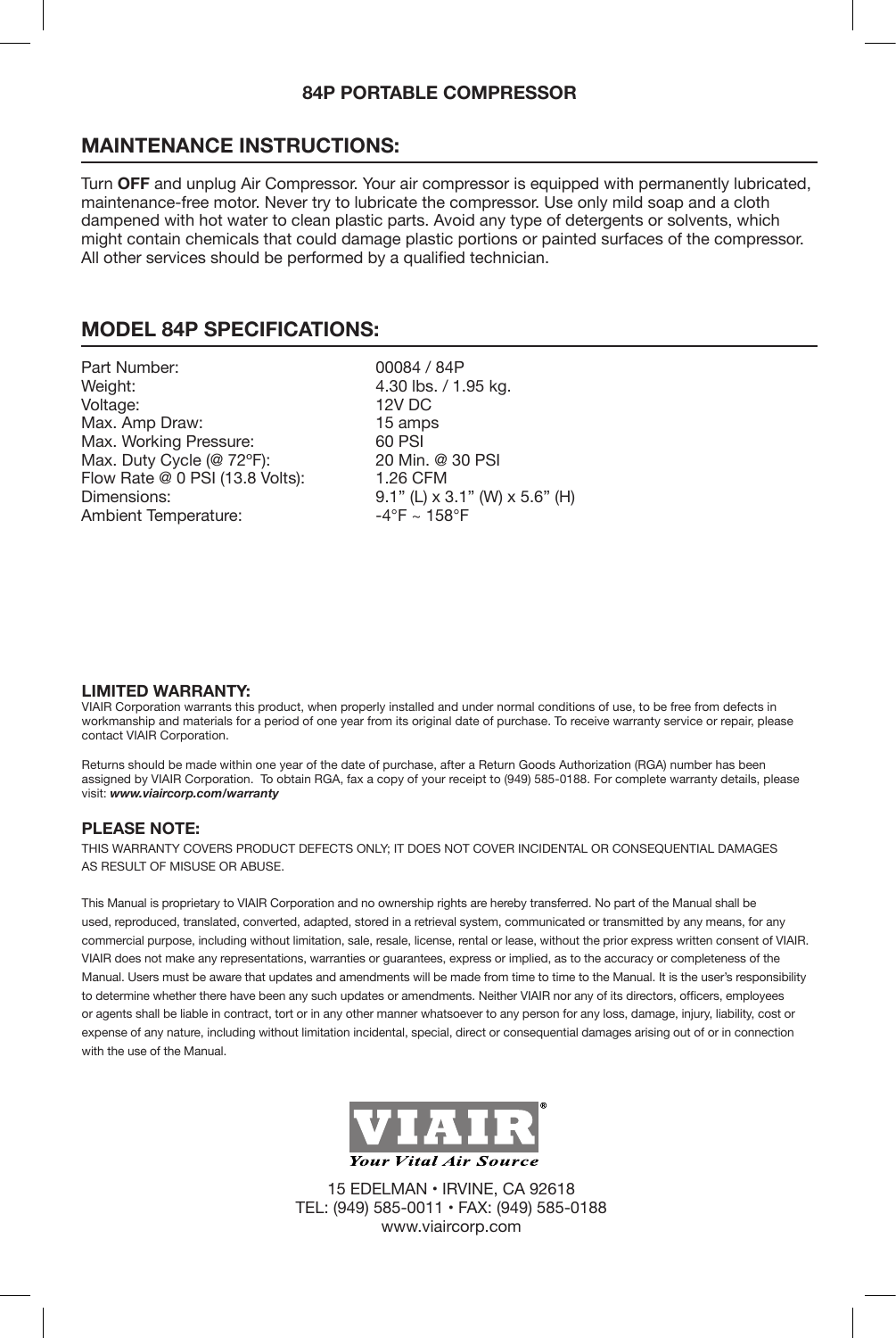**84P PORTABLE COMPRESSOR**

## MAINTENANCE INSTRUCTIONS:

Turn **OFF** and unplug Air Compressor. Your air compressor is equipped with permanently lubricated, maintenance-free motor. Never try to lubricate the compressor. Use only mild soap and a cloth dampened with hot water to clean plastic parts. Avoid any type of detergents or solvents, which might contain chemicals that could damage plastic portions or painted surfaces of the compressor. All other services should be performed by a qualified technician.

## MODEL 84P SPECIFICATIONS:

| | |
|---|---|
| Part Number: | 00084 / 84P |
| Weight: | 4.30 lbs. / 1.95 kg. |
| Voltage: | 12V DC |
| Max. Amp Draw: | 15 amps |
| Max. Working Pressure: | 60 PSI |
| Max. Duty Cycle (@ 72°F): | 20 Min. @ 30 PSI |
| Flow Rate @ 0 PSI (13.8 Volts): | 1.26 CFM |
| Dimensions: | 9.1” (L) x 3.1” (W) x 5.6” (H) |
| Ambient Temperature: | -4°F ~ 158°F |

### LIMITED WARRANTY:

VIAIR Corporation warrants this product, when properly installed and under normal conditions of use, to be free from defects in workmanship and materials for a period of one year from its original date of purchase. To receive warranty service or repair, please contact VIAIR Corporation.

Returns should be made within one year of the date of purchase, after a Return Goods Authorization (RGA) number has been assigned by VIAIR Corporation. To obtain RGA, fax a copy of your receipt to (949) 585-0188. For complete warranty details, please visit: ***www.viaircorp.com/warranty***

### PLEASE NOTE:

THIS WARRANTY COVERS PRODUCT DEFECTS ONLY; IT DOES NOT COVER INCIDENTAL OR CONSEQUENTIAL DAMAGES AS RESULT OF MISUSE OR ABUSE.

This Manual is proprietary to VIAIR Corporation and no ownership rights are hereby transferred. No part of the Manual shall be used, reproduced, translated, converted, adapted, stored in a retrieval system, communicated or transmitted by any means, for any commercial purpose, including without limitation, sale, resale, license, rental or lease, without the prior express written consent of VIAIR. VIAIR does not make any representations, warranties or guarantees, express or implied, as to the accuracy or completeness of the Manual. Users must be aware that updates and amendments will be made from time to time to the Manual. It is the user’s responsibility to determine whether there have been any such updates or amendments. Neither VIAIR nor any of its directors, officers, employees or agents shall be liable in contract, tort or in any other manner whatsoever to any person for any loss, damage, injury, liability, cost or expense of any nature, including without limitation incidental, special, direct or consequential damages arising out of or in connection with the use of the Manual.

VIAIR®
*Your Vital Air Source*

15 EDELMAN • IRVINE, CA 92618
TEL: (949) 585-0011 • FAX: (949) 585-0188
www.viaircorp.com